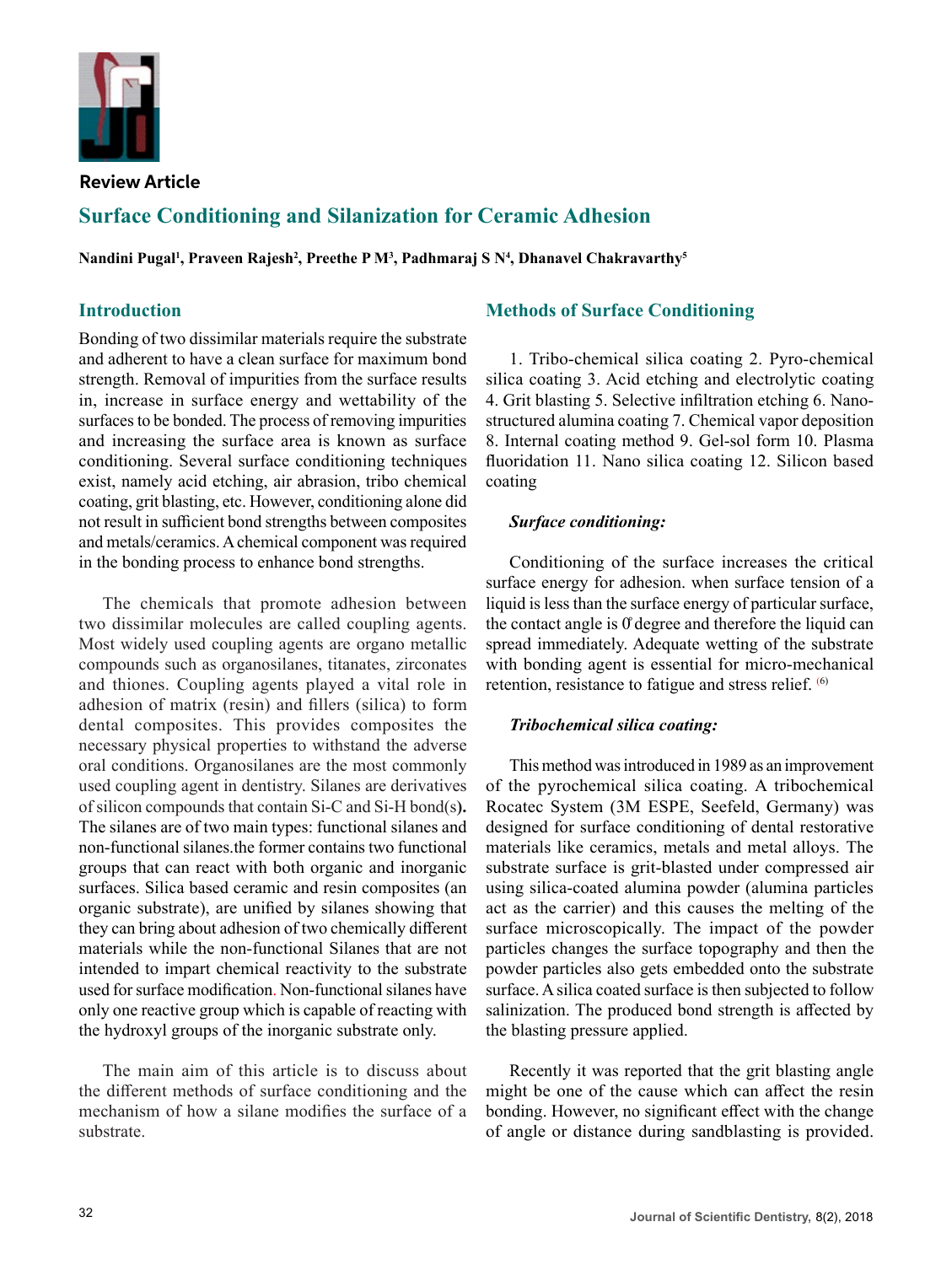**Review Article**

# Surface Conditioning and Silanization for Ceramic Adhesion

**Nandini Pugal[1], Praveen Rajesh[2], Preethe P M[3], Padhmaraj S N[4], Dhanavel Chakravarthy[5]**

## Introduction

Bonding of two dissimilar materials require the substrate and adherent to have a clean surface for maximum bond strength. Removal of impurities from the surface results in, increase in surface energy and wettability of the surfaces to be bonded. The process of removing impurities and increasing the surface area is known as surface conditioning. Several surface conditioning techniques exist, namely acid etching, air abrasion, tribo chemical coating, grit blasting, etc. However, conditioning alone did not result in sufficient bond strengths between composites and metals/ceramics. A chemical component was required in the bonding process to enhance bond strengths.

The chemicals that promote adhesion between two dissimilar molecules are called coupling agents. Most widely used coupling agents are organo metallic compounds such as organosilanes, titanates, zirconates and thiones. Coupling agents played a vital role in adhesion of matrix (resin) and fillers (silica) to form dental composites. This provides composites the necessary physical properties to withstand the adverse oral conditions. Organosilanes are the most commonly used coupling agent in dentistry. Silanes are derivatives of silicon compounds that contain Si-C and Si-H bond(s)**.** The silanes are of two main types: functional silanes and non-functional silanes.the former contains two functional groups that can react with both organic and inorganic surfaces. Silica based ceramic and resin composites (an organic substrate), are unified by silanes showing that they can bring about adhesion of two chemically different materials while the non-functional Silanes that are not intended to impart chemical reactivity to the substrate used for surface modification. Non-functional silanes have only one reactive group which is capable of reacting with the hydroxyl groups of the inorganic substrate only.

The main aim of this article is to discuss about the different methods of surface conditioning and the mechanism of how a silane modifies the surface of a substrate.

## Methods of Surface Conditioning

1. Tribo-chemical silica coating 2. Pyro-chemical silica coating 3. Acid etching and electrolytic coating 4. Grit blasting 5. Selective infiltration etching 6. Nano-structured alumina coating 7. Chemical vapor deposition 8. Internal coating method 9. Gel-sol form 10. Plasma fluoridation 11. Nano silica coating 12. Silicon based coating

***Surface conditioning:***

Conditioning of the surface increases the critical surface energy for adhesion. when surface tension of a liquid is less than the surface energy of particular surface, the contact angle is $0^{\circ}$ degree and therefore the liquid can spread immediately. Adequate wetting of the substrate with bonding agent is essential for micro-mechanical retention, resistance to fatigue and stress relief. [6]

***Tribochemical silica coating:***

This method was introduced in 1989 as an improvement of the pyrochemical silica coating. A tribochemical Rocatec System (3M ESPE, Seefeld, Germany) was designed for surface conditioning of dental restorative materials like ceramics, metals and metal alloys. The substrate surface is grit-blasted under compressed air using silica-coated alumina powder (alumina particles act as the carrier) and this causes the melting of the surface microscopically. The impact of the powder particles changes the surface topography and then the powder particles also gets embedded onto the substrate surface. A silica coated surface is then subjected to follow salinization. The produced bond strength is affected by the blasting pressure applied.

Recently it was reported that the grit blasting angle might be one of the cause which can affect the resin bonding. However, no significant effect with the change of angle or distance during sandblasting is provided.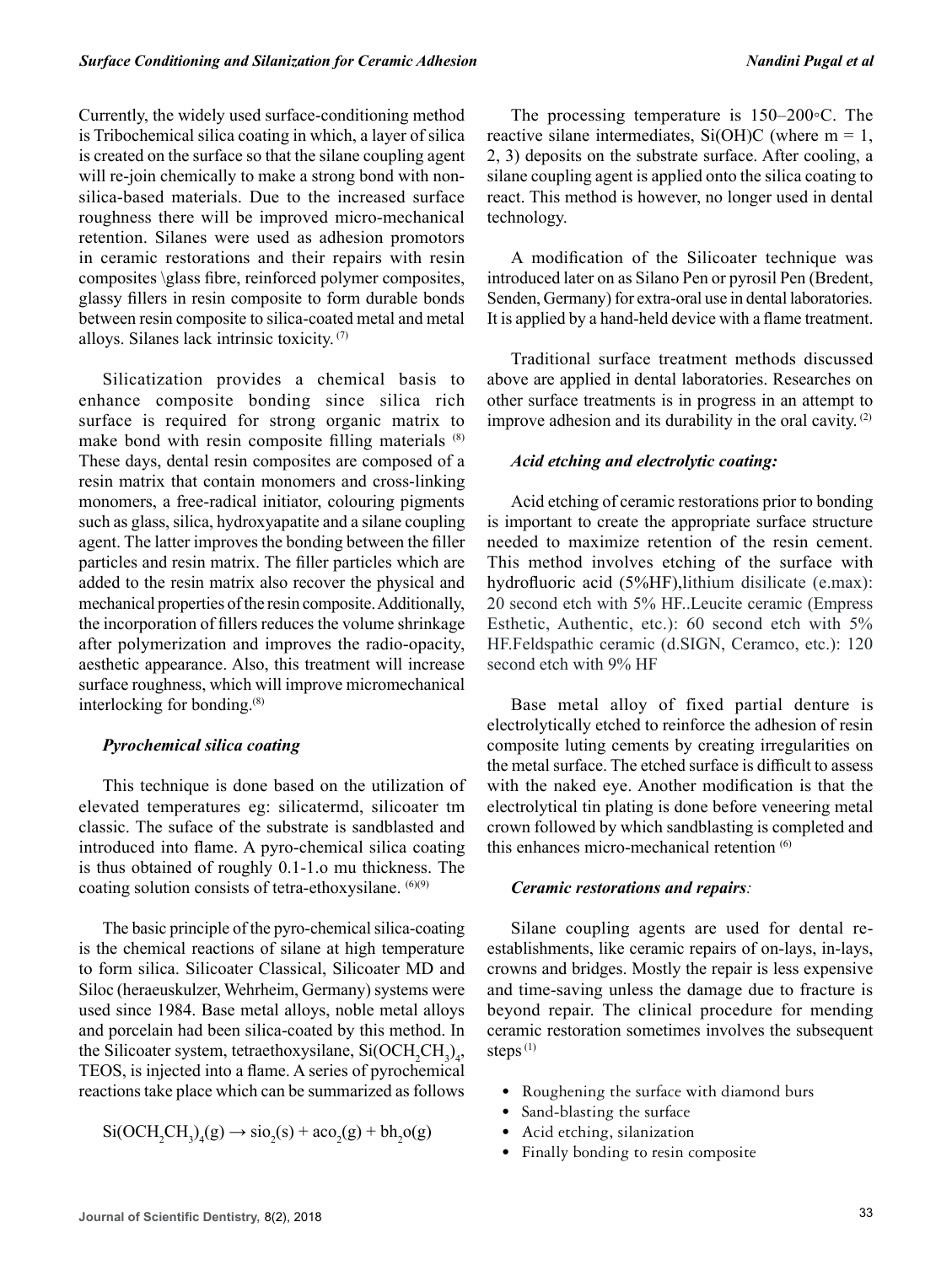Currently, the widely used surface-conditioning method is Tribochemical silica coating in which, a layer of silica is created on the surface so that the silane coupling agent will re-join chemically to make a strong bond with non-silica-based materials. Due to the increased surface roughness there will be improved micro-mechanical retention. Silanes were used as adhesion promotors in ceramic restorations and their repairs with resin composites \glass fibre, reinforced polymer composites, glassy fillers in resin composite to form durable bonds between resin composite to silica-coated metal and metal alloys. Silanes lack intrinsic toxicity. [7]

Silicatization provides a chemical basis to enhance composite bonding since silica rich surface is required for strong organic matrix to make bond with resin composite filling materials [8] These days, dental resin composites are composed of a resin matrix that contain monomers and cross-linking monomers, a free-radical initiator, colouring pigments such as glass, silica, hydroxyapatite and a silane coupling agent. The latter improves the bonding between the filler particles and resin matrix. The filler particles which are added to the resin matrix also recover the physical and mechanical properties of the resin composite. Additionally, the incorporation of fillers reduces the volume shrinkage after polymerization and improves the radio-opacity, aesthetic appearance. Also, this treatment will increase surface roughness, which will improve micromechanical interlocking for bonding.[8]

### *Pyrochemical silica coating*

This technique is done based on the utilization of elevated temperatures eg: silicatermd, silicoater tm classic. The suface of the substrate is sandblasted and introduced into flame. A pyro-chemical silica coating is thus obtained of roughly 0.1-1.o mu thickness. The coating solution consists of tetra-ethoxysilane. [6][9]

The basic principle of the pyro-chemical silica-coating is the chemical reactions of silane at high temperature to form silica. Silicoater Classical, Silicoater MD and Siloc (heraeuskulzer, Wehrheim, Germany) systems were used since 1984. Base metal alloys, noble metal alloys and porcelain had been silica-coated by this method. In the Silicoater system, tetraethoxysilane, $Si(OCH_2CH_3)_4$, TEOS, is injected into a flame. A series of pyrochemical reactions take place which can be summarized as follows

$$Si(OCH_2CH_3)_4(g) \rightarrow sio_2(s) + aco_2(g) + bh_2o(g)$$

The processing temperature is 150–200◦C. The reactive silane intermediates, Si(OH)C (where m = 1, 2, 3) deposits on the substrate surface. After cooling, a silane coupling agent is applied onto the silica coating to react. This method is however, no longer used in dental technology.

A modification of the Silicoater technique was introduced later on as Silano Pen or pyrosil Pen (Bredent, Senden, Germany) for extra-oral use in dental laboratories. It is applied by a hand-held device with a flame treatment.

Traditional surface treatment methods discussed above are applied in dental laboratories. Researches on other surface treatments is in progress in an attempt to improve adhesion and its durability in the oral cavity. [2]

### *Acid etching and electrolytic coating:*

Acid etching of ceramic restorations prior to bonding is important to create the appropriate surface structure needed to maximize retention of the resin cement. This method involves etching of the surface with hydrofluoric acid (5%HF),lithium disilicate (e.max): 20 second etch with 5% HF..Leucite ceramic (Empress Esthetic, Authentic, etc.): 60 second etch with 5% HF.Feldspathic ceramic (d.SIGN, Ceramco, etc.): 120 second etch with 9% HF

Base metal alloy of fixed partial denture is electrolytically etched to reinforce the adhesion of resin composite luting cements by creating irregularities on the metal surface. The etched surface is difficult to assess with the naked eye. Another modification is that the electrolytical tin plating is done before veneering metal crown followed by which sandblasting is completed and this enhances micro-mechanical retention [6]

### *Ceramic restorations and repairs:*

Silane coupling agents are used for dental re-establishments, like ceramic repairs of on-lays, in-lays, crowns and bridges. Mostly the repair is less expensive and time-saving unless the damage due to fracture is beyond repair. The clinical procedure for mending ceramic restoration sometimes involves the subsequent steps [1]

- Roughening the surface with diamond burs
- Sand-blasting the surface
- Acid etching, silanization
- Finally bonding to resin composite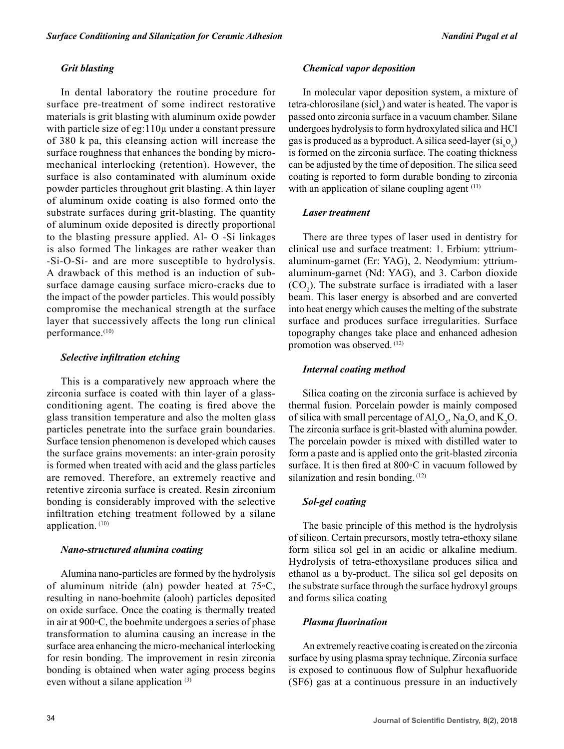### *Grit blasting*

In dental laboratory the routine procedure for surface pre-treatment of some indirect restorative materials is grit blasting with aluminum oxide powder with particle size of eg:110µ under a constant pressure of 380 k pa, this cleansing action will increase the surface roughness that enhances the bonding by micro-mechanical interlocking (retention). However, the surface is also contaminated with aluminum oxide powder particles throughout grit blasting. A thin layer of aluminum oxide coating is also formed onto the substrate surfaces during grit-blasting. The quantity of aluminum oxide deposited is directly proportional to the blasting pressure applied. Al- O -Si linkages is also formed The linkages are rather weaker than -Si-O-Si- and are more susceptible to hydrolysis. A drawback of this method is an induction of sub-surface damage causing surface micro-cracks due to the impact of the powder particles. This would possibly compromise the mechanical strength at the surface layer that successively affects the long run clinical performance.[10]

### *Selective infiltration etching*

This is a comparatively new approach where the zirconia surface is coated with thin layer of a glass-conditioning agent. The coating is fired above the glass transition temperature and also the molten glass particles penetrate into the surface grain boundaries. Surface tension phenomenon is developed which causes the surface grains movements: an inter-grain porosity is formed when treated with acid and the glass particles are removed. Therefore, an extremely reactive and retentive zirconia surface is created. Resin zirconium bonding is considerably improved with the selective infiltration etching treatment followed by a silane application. [10]

### *Nano-structured alumina coating*

Alumina nano-particles are formed by the hydrolysis of aluminum nitride (aln) powder heated at 75◦C, resulting in nano-boehmite (alooh) particles deposited on oxide surface. Once the coating is thermally treated in air at 900◦C, the boehmite undergoes a series of phase transformation to alumina causing an increase in the surface area enhancing the micro-mechanical interlocking for resin bonding. The improvement in resin zirconia bonding is obtained when water aging process begins even without a silane application [3]

### *Chemical vapor deposition*

In molecular vapor deposition system, a mixture of tetra-chlorosilane ($sicl_4$) and water is heated. The vapor is passed onto zirconia surface in a vacuum chamber. Silane undergoes hydrolysis to form hydroxylated silica and HCl gas is produced as a byproduct. A silica seed-layer ($si_xo_y$) is formed on the zirconia surface. The coating thickness can be adjusted by the time of deposition. The silica seed coating is reported to form durable bonding to zirconia with an application of silane coupling agent [11]

### *Laser treatment*

There are three types of laser used in dentistry for clinical use and surface treatment: 1. Erbium: yttrium-aluminum-garnet (Er: YAG), 2. Neodymium: yttrium-aluminum-garnet (Nd: YAG), and 3. Carbon dioxide ($CO_2$). The substrate surface is irradiated with a laser beam. This laser energy is absorbed and are converted into heat energy which causes the melting of the substrate surface and produces surface irregularities. Surface topography changes take place and enhanced adhesion promotion was observed. [12]

### *Internal coating method*

Silica coating on the zirconia surface is achieved by thermal fusion. Porcelain powder is mainly composed of silica with small percentage of $Al_2O_3$, $Na_2O$, and $K_2O$. The zirconia surface is grit-blasted with alumina powder. The porcelain powder is mixed with distilled water to form a paste and is applied onto the grit-blasted zirconia surface. It is then fired at 800◦C in vacuum followed by silanization and resin bonding. [12]

### *Sol-gel coating*

The basic principle of this method is the hydrolysis of silicon. Certain precursors, mostly tetra-ethoxy silane form silica sol gel in an acidic or alkaline medium. Hydrolysis of tetra-ethoxysilane produces silica and ethanol as a by-product. The silica sol gel deposits on the substrate surface through the surface hydroxyl groups and forms silica coating

### *Plasma fluorination*

An extremely reactive coating is created on the zirconia surface by using plasma spray technique. Zirconia surface is exposed to continuous flow of Sulphur hexafluoride (SF6) gas at a continuous pressure in an inductively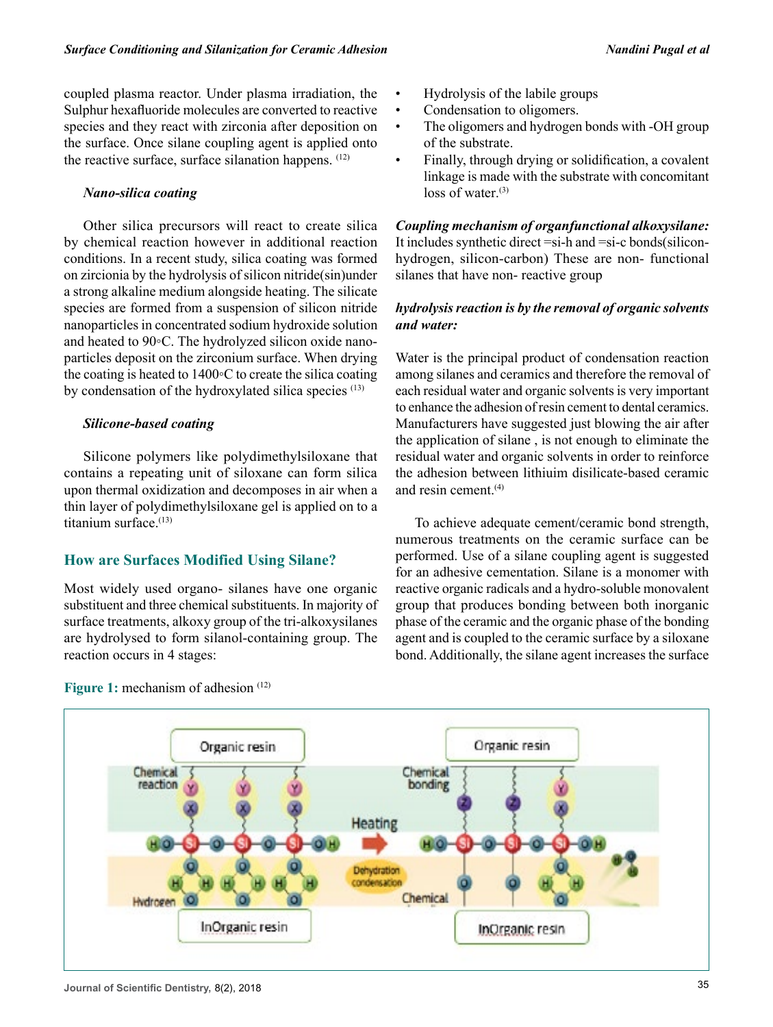coupled plasma reactor. Under plasma irradiation, the Sulphur hexafluoride molecules are converted to reactive species and they react with zirconia after deposition on the surface. Once silane coupling agent is applied onto the reactive surface, surface silanation happens. [12]

### *Nano-silica coating*

Other silica precursors will react to create silica by chemical reaction however in additional reaction conditions. In a recent study, silica coating was formed on zircionia by the hydrolysis of silicon nitride(sin)under a strong alkaline medium alongside heating. The silicate species are formed from a suspension of silicon nitride nanoparticles in concentrated sodium hydroxide solution and heated to 90◦C. The hydrolyzed silicon oxide nano-particles deposit on the zirconium surface. When drying the coating is heated to 1400◦C to create the silica coating by condensation of the hydroxylated silica species [13]

### *Silicone-based coating*

Silicone polymers like polydimethylsiloxane that contains a repeating unit of siloxane can form silica upon thermal oxidization and decomposes in air when a thin layer of polydimethylsiloxane gel is applied on to a titanium surface.[13]

## How are Surfaces Modified Using Silane?

Most widely used organo- silanes have one organic substituent and three chemical substituents. In majority of surface treatments, alkoxy group of the tri-alkoxysilanes are hydrolysed to form silanol-containing group. The reaction occurs in 4 stages:

- Hydrolysis of the labile groups
- Condensation to oligomers.
- The oligomers and hydrogen bonds with -OH group of the substrate.
- Finally, through drying or solidification, a covalent linkage is made with the substrate with concomitant loss of water.[3]

***Coupling mechanism of organfunctional alkoxysilane:*** It includes synthetic direct =si-h and =si-c bonds(silicon-hydrogen, silicon-carbon) These are non- functional silanes that have non- reactive group

***hydrolysis reaction is by the removal of organic solvents and water:***

Water is the principal product of condensation reaction among silanes and ceramics and therefore the removal of each residual water and organic solvents is very important to enhance the adhesion of resin cement to dental ceramics. Manufacturers have suggested just blowing the air after the application of silane , is not enough to eliminate the residual water and organic solvents in order to reinforce the adhesion between lithiuim disilicate-based ceramic and resin cement.[4]

To achieve adequate cement/ceramic bond strength, numerous treatments on the ceramic surface can be performed. Use of a silane coupling agent is suggested for an adhesive cementation. Silane is a monomer with reactive organic radicals and a hydro-soluble monovalent group that produces bonding between both inorganic phase of the ceramic and the organic phase of the bonding agent and is coupled to the ceramic surface by a siloxane bond. Additionally, the silane agent increases the surface

**Figure 1:** mechanism of adhesion [12]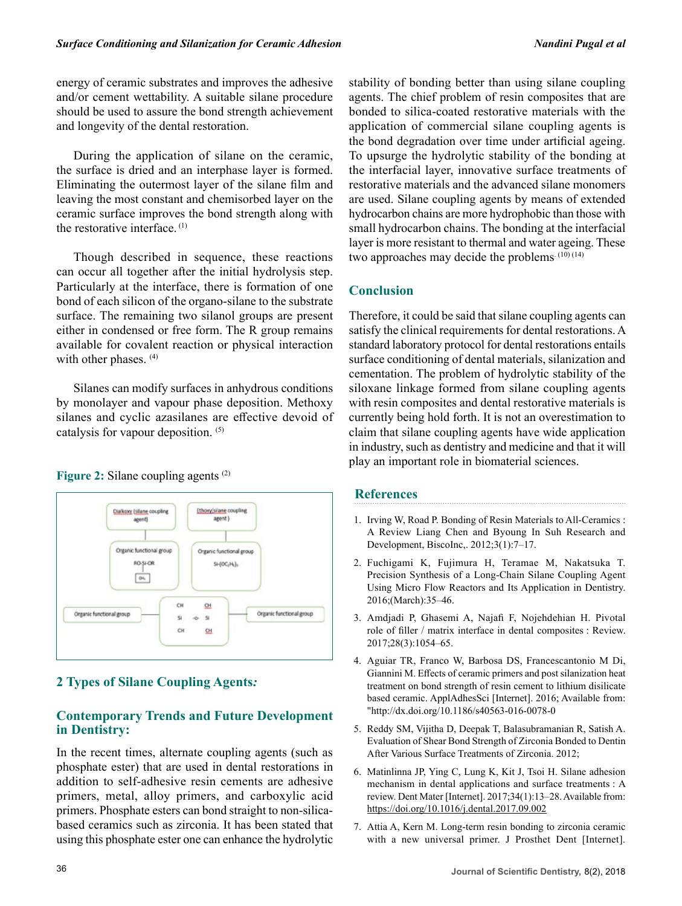energy of ceramic substrates and improves the adhesive and/or cement wettability. A suitable silane procedure should be used to assure the bond strength achievement and longevity of the dental restoration.

During the application of silane on the ceramic, the surface is dried and an interphase layer is formed. Eliminating the outermost layer of the silane film and leaving the most constant and chemisorbed layer on the ceramic surface improves the bond strength along with the restorative interface. (1)

Though described in sequence, these reactions can occur all together after the initial hydrolysis step. Particularly at the interface, there is formation of one bond of each silicon of the organo-silane to the substrate surface. The remaining two silanol groups are present either in condensed or free form. The R group remains available for covalent reaction or physical interaction with other phases. (4)

Silanes can modify surfaces in anhydrous conditions by monolayer and vapour phase deposition. Methoxy silanes and cyclic azasilanes are effective devoid of catalysis for vapour deposition. (5)

**Figure 2:** Silane coupling agents (2)

## 2 Types of Silane Coupling Agents*:*

## Contemporary Trends and Future Development in Dentistry:

In the recent times, alternate coupling agents (such as phosphate ester) that are used in dental restorations in addition to self-adhesive resin cements are adhesive primers, metal, alloy primers, and carboxylic acid primers. Phosphate esters can bond straight to non-silica-based ceramics such as zirconia. It has been stated that using this phosphate ester one can enhance the hydrolytic stability of bonding better than using silane coupling agents. The chief problem of resin composites that are bonded to silica-coated restorative materials with the application of commercial silane coupling agents is the bond degradation over time under artificial ageing. To upsurge the hydrolytic stability of the bonding at the interfacial layer, innovative surface treatments of restorative materials and the advanced silane monomers are used. Silane coupling agents by means of extended hydrocarbon chains are more hydrophobic than those with small hydrocarbon chains. The bonding at the interfacial layer is more resistant to thermal and water ageing. These two approaches may decide the problems. (10) (14)

## Conclusion

Therefore, it could be said that silane coupling agents can satisfy the clinical requirements for dental restorations. A standard laboratory protocol for dental restorations entails surface conditioning of dental materials, silanization and cementation. The problem of hydrolytic stability of the siloxane linkage formed from silane coupling agents with resin composites and dental restorative materials is currently being hold forth. It is not an overestimation to claim that silane coupling agents have wide application in industry, such as dentistry and medicine and that it will play an important role in biomaterial sciences.

## References

1. Irving W, Road P. Bonding of Resin Materials to All-Ceramics : A Review Liang Chen and Byoung In Suh Research and Development, BiscoInc,. 2012;3(1):7–17.
2. Fuchigami K, Fujimura H, Teramae M, Nakatsuka T. Precision Synthesis of a Long-Chain Silane Coupling Agent Using Micro Flow Reactors and Its Application in Dentistry. 2016;(March):35–46.
3. Amdjadi P, Ghasemi A, Najafi F, Nojehdehian H. Pivotal role of filler / matrix interface in dental composites : Review. 2017;28(3):1054–65.
4. Aguiar TR, Franco W, Barbosa DS, Francescantonio M Di, Giannini M. Effects of ceramic primers and post silanization heat treatment on bond strength of resin cement to lithium disilicate based ceramic. ApplAdhesSci [Internet]. 2016; Available from: "http://dx.doi.org/10.1186/s40563-016-0078-0
5. Reddy SM, Vijitha D, Deepak T, Balasubramanian R, Satish A. Evaluation of Shear Bond Strength of Zirconia Bonded to Dentin After Various Surface Treatments of Zirconia. 2012;
6. Matinlinna JP, Ying C, Lung K, Kit J, Tsoi H. Silane adhesion mechanism in dental applications and surface treatments : A review. Dent Mater [Internet]. 2017;34(1):13–28. Available from: https://doi.org/10.1016/j.dental.2017.09.002
7. Attia A, Kern M. Long-term resin bonding to zirconia ceramic with a new universal primer. J Prosthet Dent [Internet].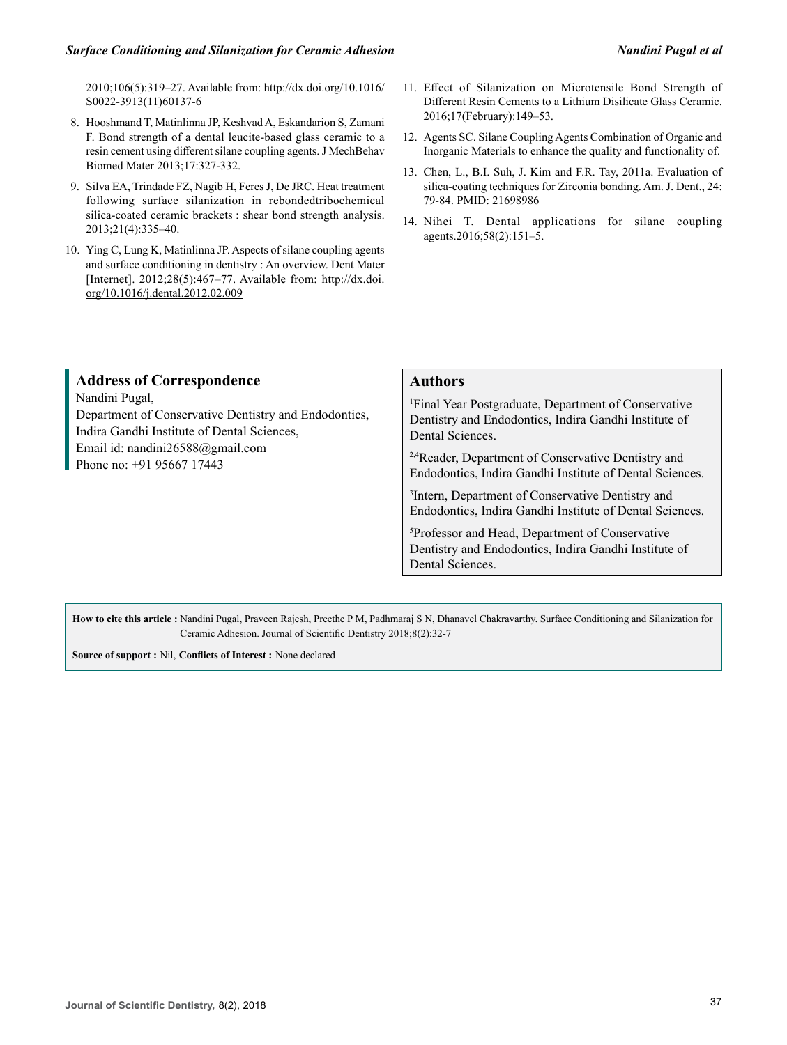2010;106(5):319–27. Available from: http://dx.doi.org/10.1016/S0022-3913(11)60137-6

8. Hooshmand T, Matinlinna JP, Keshvad A, Eskandarion S, Zamani F. Bond strength of a dental leucite-based glass ceramic to a resin cement using different silane coupling agents. J MechBehav Biomed Mater 2013;17:327-332.
9. Silva EA, Trindade FZ, Nagib H, Feres J, De JRC. Heat treatment following surface silanization in rebondedtribochemical silica-coated ceramic brackets : shear bond strength analysis. 2013;21(4):335–40.
10. Ying C, Lung K, Matinlinna JP. Aspects of silane coupling agents and surface conditioning in dentistry : An overview. Dent Mater [Internet]. 2012;28(5):467–77. Available from: http://dx.doi.org/10.1016/j.dental.2012.02.009
11. Effect of Silanization on Microtensile Bond Strength of Different Resin Cements to a Lithium Disilicate Glass Ceramic. 2016;17(February):149–53.
12. Agents SC. Silane Coupling Agents Combination of Organic and Inorganic Materials to enhance the quality and functionality of.
13. Chen, L., B.I. Suh, J. Kim and F.R. Tay, 2011a. Evaluation of silica-coating techniques for Zirconia bonding. Am. J. Dent., 24: 79-84. PMID: 21698986
14. Nihei T. Dental applications for silane coupling agents.2016;58(2):151–5.

## Address of Correspondence

Nandini Pugal,
Department of Conservative Dentistry and Endodontics,
Indira Gandhi Institute of Dental Sciences,
Email id: nandini26588@gmail.com
Phone no: +91 95667 17443

## Authors

[1]Final Year Postgraduate, Department of Conservative Dentistry and Endodontics, Indira Gandhi Institute of Dental Sciences.

[2,4]Reader, Department of Conservative Dentistry and Endodontics, Indira Gandhi Institute of Dental Sciences.

[3]Intern, Department of Conservative Dentistry and Endodontics, Indira Gandhi Institute of Dental Sciences.

[5]Professor and Head, Department of Conservative Dentistry and Endodontics, Indira Gandhi Institute of Dental Sciences.

**How to cite this article :** Nandini Pugal, Praveen Rajesh, Preethe P M, Padhmaraj S N, Dhanavel Chakravarthy. Surface Conditioning and Silanization for Ceramic Adhesion. Journal of Scientific Dentistry 2018;8(2):32-7

**Source of support :** Nil, **Conflicts of Interest :** None declared